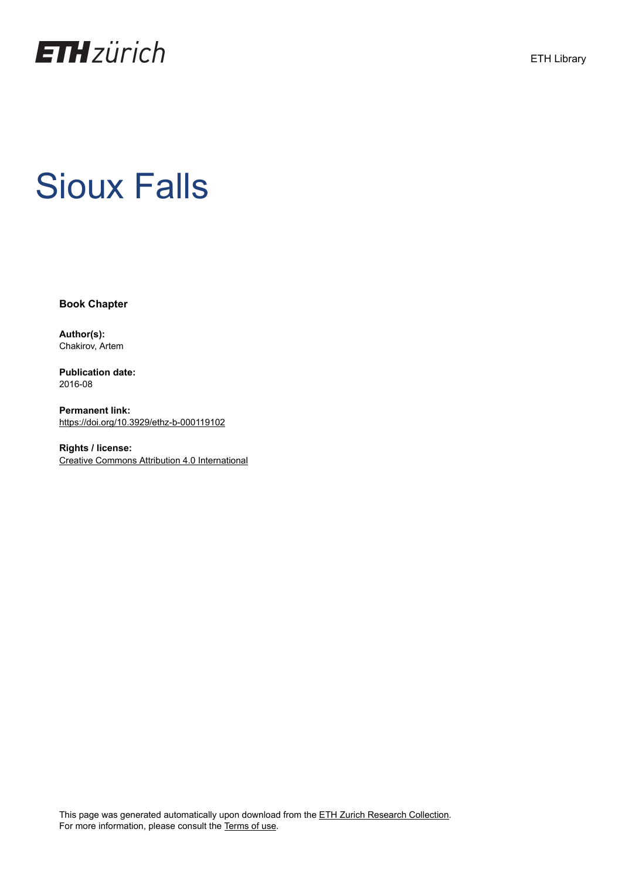ETH Library

# Sioux Falls

**Book Chapter**

**Author(s):**
Chakirov, Artem

**Publication date:**
2016-08

**Permanent link:**
https://doi.org/10.3929/ethz-b-000119102

**Rights / license:**
Creative Commons Attribution 4.0 International

This page was generated automatically upon download from the ETH Zurich Research Collection.
For more information, please consult the Terms of use.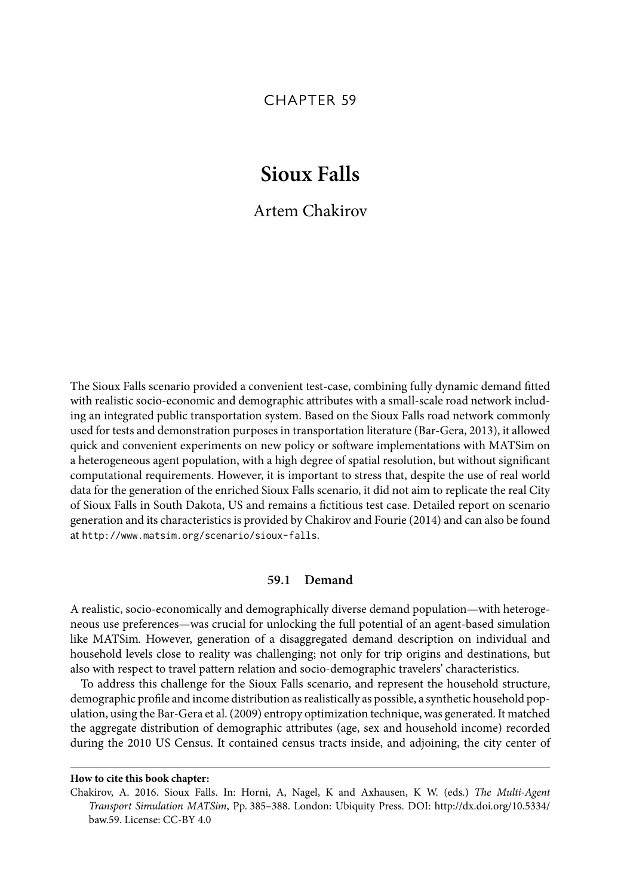# CHAPTER 59

# Sioux Falls

## Artem Chakirov

The Sioux Falls scenario provided a convenient test-case, combining fully dynamic demand fitted with realistic socio-economic and demographic attributes with a small-scale road network including an integrated public transportation system. Based on the Sioux Falls road network commonly used for tests and demonstration purposes in transportation literature (Bar-Gera, 2013), it allowed quick and convenient experiments on new policy or software implementations with MATSim on a heterogeneous agent population, with a high degree of spatial resolution, but without significant computational requirements. However, it is important to stress that, despite the use of real world data for the generation of the enriched Sioux Falls scenario, it did not aim to replicate the real City of Sioux Falls in South Dakota, US and remains a fictitious test case. Detailed report on scenario generation and its characteristics is provided by Chakirov and Fourie (2014) and can also be found at `http://www.matsim.org/scenario/sioux-falls`.

### 59.1 Demand

A realistic, socio-economically and demographically diverse demand population—with heterogeneous use preferences—was crucial for unlocking the full potential of an agent-based simulation like MATSim. However, generation of a disaggregated demand description on individual and household levels close to reality was challenging; not only for trip origins and destinations, but also with respect to travel pattern relation and socio-demographic travelers' characteristics.

To address this challenge for the Sioux Falls scenario, and represent the household structure, demographic profile and income distribution as realistically as possible, a synthetic household population, using the Bar-Gera et al. (2009) entropy optimization technique, was generated. It matched the aggregate distribution of demographic attributes (age, sex and household income) recorded during the 2010 US Census. It contained census tracts inside, and adjoining, the city center of

**How to cite this book chapter:**

Chakirov, A. 2016. Sioux Falls. In: Horni, A, Nagel, K and Axhausen, K W. (eds.) *The Multi-Agent Transport Simulation MATSim*, Pp. 385–388. London: Ubiquity Press. DOI: http://dx.doi.org/10.5334/baw.59. License: CC-BY 4.0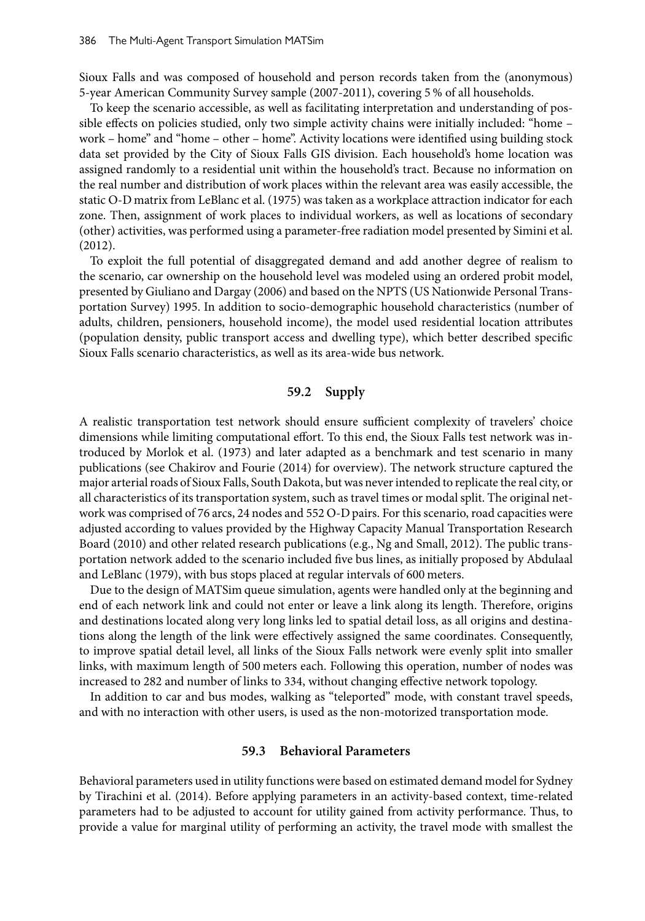Sioux Falls and was composed of household and person records taken from the (anonymous) 5-year American Community Survey sample (2007-2011), covering 5 % of all households.

To keep the scenario accessible, as well as facilitating interpretation and understanding of possible effects on policies studied, only two simple activity chains were initially included: "home – work – home" and "home – other – home". Activity locations were identified using building stock data set provided by the City of Sioux Falls GIS division. Each household's home location was assigned randomly to a residential unit within the household's tract. Because no information on the real number and distribution of work places within the relevant area was easily accessible, the static O-D matrix from LeBlanc et al. (1975) was taken as a workplace attraction indicator for each zone. Then, assignment of work places to individual workers, as well as locations of secondary (other) activities, was performed using a parameter-free radiation model presented by Simini et al. (2012).

To exploit the full potential of disaggregated demand and add another degree of realism to the scenario, car ownership on the household level was modeled using an ordered probit model, presented by Giuliano and Dargay (2006) and based on the NPTS (US Nationwide Personal Transportation Survey) 1995. In addition to socio-demographic household characteristics (number of adults, children, pensioners, household income), the model used residential location attributes (population density, public transport access and dwelling type), which better described specific Sioux Falls scenario characteristics, as well as its area-wide bus network.

## 59.2 Supply

A realistic transportation test network should ensure sufficient complexity of travelers' choice dimensions while limiting computational effort. To this end, the Sioux Falls test network was introduced by Morlok et al. (1973) and later adapted as a benchmark and test scenario in many publications (see Chakirov and Fourie (2014) for overview). The network structure captured the major arterial roads of Sioux Falls, South Dakota, but was never intended to replicate the real city, or all characteristics of its transportation system, such as travel times or modal split. The original network was comprised of 76 arcs, 24 nodes and 552 O-D pairs. For this scenario, road capacities were adjusted according to values provided by the Highway Capacity Manual Transportation Research Board (2010) and other related research publications (e.g., Ng and Small, 2012). The public transportation network added to the scenario included five bus lines, as initially proposed by Abdulaal and LeBlanc (1979), with bus stops placed at regular intervals of 600 meters.

Due to the design of MATSim queue simulation, agents were handled only at the beginning and end of each network link and could not enter or leave a link along its length. Therefore, origins and destinations located along very long links led to spatial detail loss, as all origins and destinations along the length of the link were effectively assigned the same coordinates. Consequently, to improve spatial detail level, all links of the Sioux Falls network were evenly split into smaller links, with maximum length of 500 meters each. Following this operation, number of nodes was increased to 282 and number of links to 334, without changing effective network topology.

In addition to car and bus modes, walking as "teleported" mode, with constant travel speeds, and with no interaction with other users, is used as the non-motorized transportation mode.

## 59.3 Behavioral Parameters

Behavioral parameters used in utility functions were based on estimated demand model for Sydney by Tirachini et al. (2014). Before applying parameters in an activity-based context, time-related parameters had to be adjusted to account for utility gained from activity performance. Thus, to provide a value for marginal utility of performing an activity, the travel mode with smallest the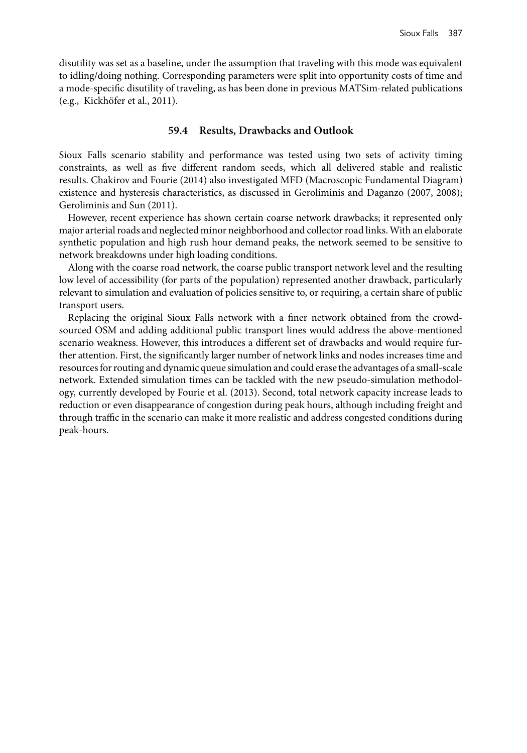disutility was set as a baseline, under the assumption that traveling with this mode was equivalent to idling/doing nothing. Corresponding parameters were split into opportunity costs of time and a mode-specific disutility of traveling, as has been done in previous MATSim-related publications (e.g., Kickhöfer et al., 2011).

## 59.4 Results, Drawbacks and Outlook

Sioux Falls scenario stability and performance was tested using two sets of activity timing constraints, as well as five different random seeds, which all delivered stable and realistic results. Chakirov and Fourie (2014) also investigated MFD (Macroscopic Fundamental Diagram) existence and hysteresis characteristics, as discussed in Geroliminis and Daganzo (2007, 2008); Geroliminis and Sun (2011).

However, recent experience has shown certain coarse network drawbacks; it represented only major arterial roads and neglected minor neighborhood and collector road links. With an elaborate synthetic population and high rush hour demand peaks, the network seemed to be sensitive to network breakdowns under high loading conditions.

Along with the coarse road network, the coarse public transport network level and the resulting low level of accessibility (for parts of the population) represented another drawback, particularly relevant to simulation and evaluation of policies sensitive to, or requiring, a certain share of public transport users.

Replacing the original Sioux Falls network with a finer network obtained from the crowd-sourced OSM and adding additional public transport lines would address the above-mentioned scenario weakness. However, this introduces a different set of drawbacks and would require further attention. First, the significantly larger number of network links and nodes increases time and resources for routing and dynamic queue simulation and could erase the advantages of a small-scale network. Extended simulation times can be tackled with the new pseudo-simulation methodology, currently developed by Fourie et al. (2013). Second, total network capacity increase leads to reduction or even disappearance of congestion during peak hours, although including freight and through traffic in the scenario can make it more realistic and address congested conditions during peak-hours.